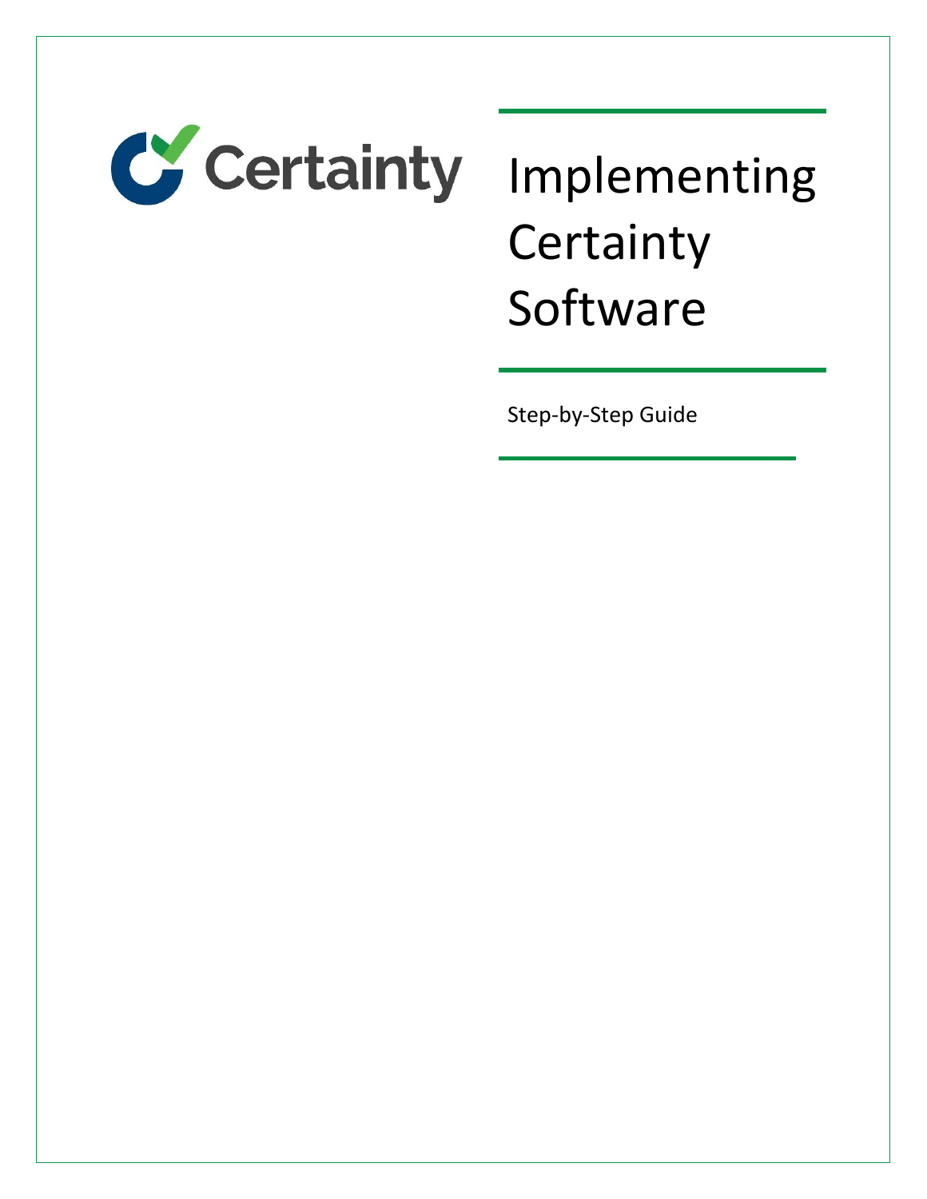Certainty

# Implementing Certainty Software

Step-by-Step Guide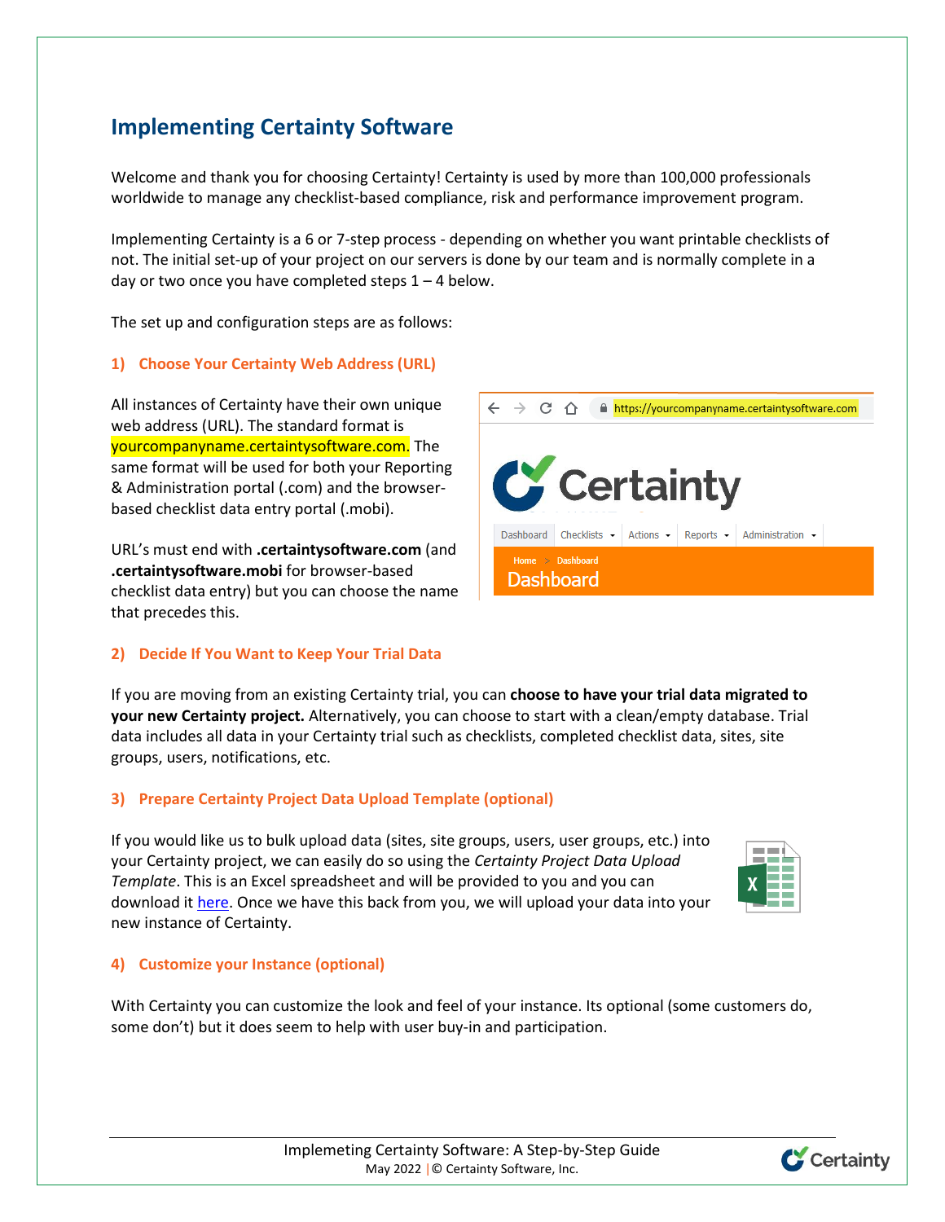# Implementing Certainty Software

Welcome and thank you for choosing Certainty! Certainty is used by more than 100,000 professionals worldwide to manage any checklist-based compliance, risk and performance improvement program.

Implementing Certainty is a 6 or 7-step process - depending on whether you want printable checklists of not. The initial set-up of your project on our servers is done by our team and is normally complete in a day or two once you have completed steps 1 – 4 below.

The set up and configuration steps are as follows:

## 1) Choose Your Certainty Web Address (URL)

All instances of Certainty have their own unique web address (URL). The standard format is yourcompanyname.certaintysoftware.com. The same format will be used for both your Reporting & Administration portal (.com) and the browser-based checklist data entry portal (.mobi).

URL's must end with **.certaintysoftware.com** (and **.certaintysoftware.mobi** for browser-based checklist data entry) but you can choose the name that precedes this.

## 2) Decide If You Want to Keep Your Trial Data

If you are moving from an existing Certainty trial, you can **choose to have your trial data migrated to your new Certainty project.** Alternatively, you can choose to start with a clean/empty database. Trial data includes all data in your Certainty trial such as checklists, completed checklist data, sites, site groups, users, notifications, etc.

## 3) Prepare Certainty Project Data Upload Template (optional)

If you would like us to bulk upload data (sites, site groups, users, user groups, etc.) into your Certainty project, we can easily do so using the *Certainty Project Data Upload Template*. This is an Excel spreadsheet and will be provided to you and you can download it here. Once we have this back from you, we will upload your data into your new instance of Certainty.

## 4) Customize your Instance (optional)

With Certainty you can customize the look and feel of your instance. Its optional (some customers do, some don't) but it does seem to help with user buy-in and participation.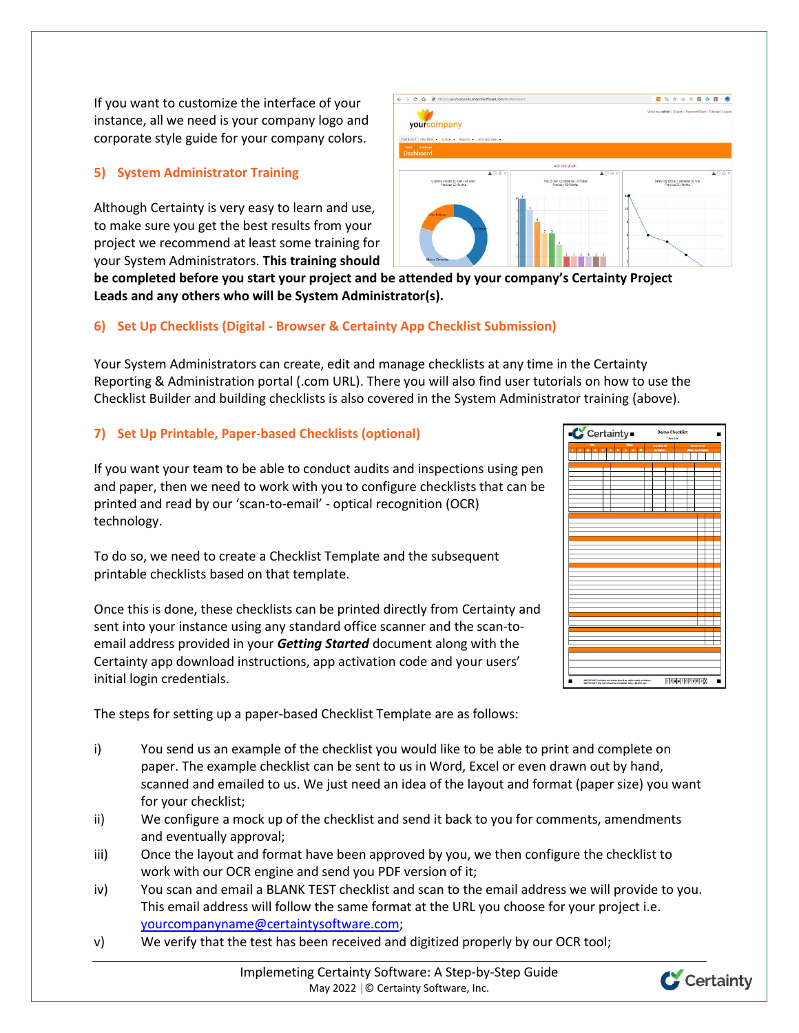If you want to customize the interface of your instance, all we need is your company logo and corporate style guide for your company colors.

## 5) System Administrator Training

Although Certainty is very easy to learn and use, to make sure you get the best results from your project we recommend at least some training for your System Administrators. **This training should be completed before you start your project and be attended by your company's Certainty Project Leads and any others who will be System Administrator(s).**

## 6) Set Up Checklists (Digital - Browser & Certainty App Checklist Submission)

Your System Administrators can create, edit and manage checklists at any time in the Certainty Reporting & Administration portal (.com URL). There you will also find user tutorials on how to use the Checklist Builder and building checklists is also covered in the System Administrator training (above).

## 7) Set Up Printable, Paper-based Checklists (optional)

If you want your team to be able to conduct audits and inspections using pen and paper, then we need to work with you to configure checklists that can be printed and read by our 'scan-to-email' - optical recognition (OCR) technology.

To do so, we need to create a Checklist Template and the subsequent printable checklists based on that template.

Once this is done, these checklists can be printed directly from Certainty and sent into your instance using any standard office scanner and the scan-to-email address provided in your ***Getting Started*** document along with the Certainty app download instructions, app activation code and your users' initial login credentials.

The steps for setting up a paper-based Checklist Template are as follows:

i) You send us an example of the checklist you would like to be able to print and complete on paper. The example checklist can be sent to us in Word, Excel or even drawn out by hand, scanned and emailed to us. We just need an idea of the layout and format (paper size) you want for your checklist;

ii) We configure a mock up of the checklist and send it back to you for comments, amendments and eventually approval;

iii) Once the layout and format have been approved by you, we then configure the checklist to work with our OCR engine and send you PDF version of it;

iv) You scan and email a BLANK TEST checklist and scan to the email address we will provide to you. This email address will follow the same format at the URL you choose for your project i.e. yourcompanyname@certaintysoftware.com;

v) We verify that the test has been received and digitized properly by our OCR tool;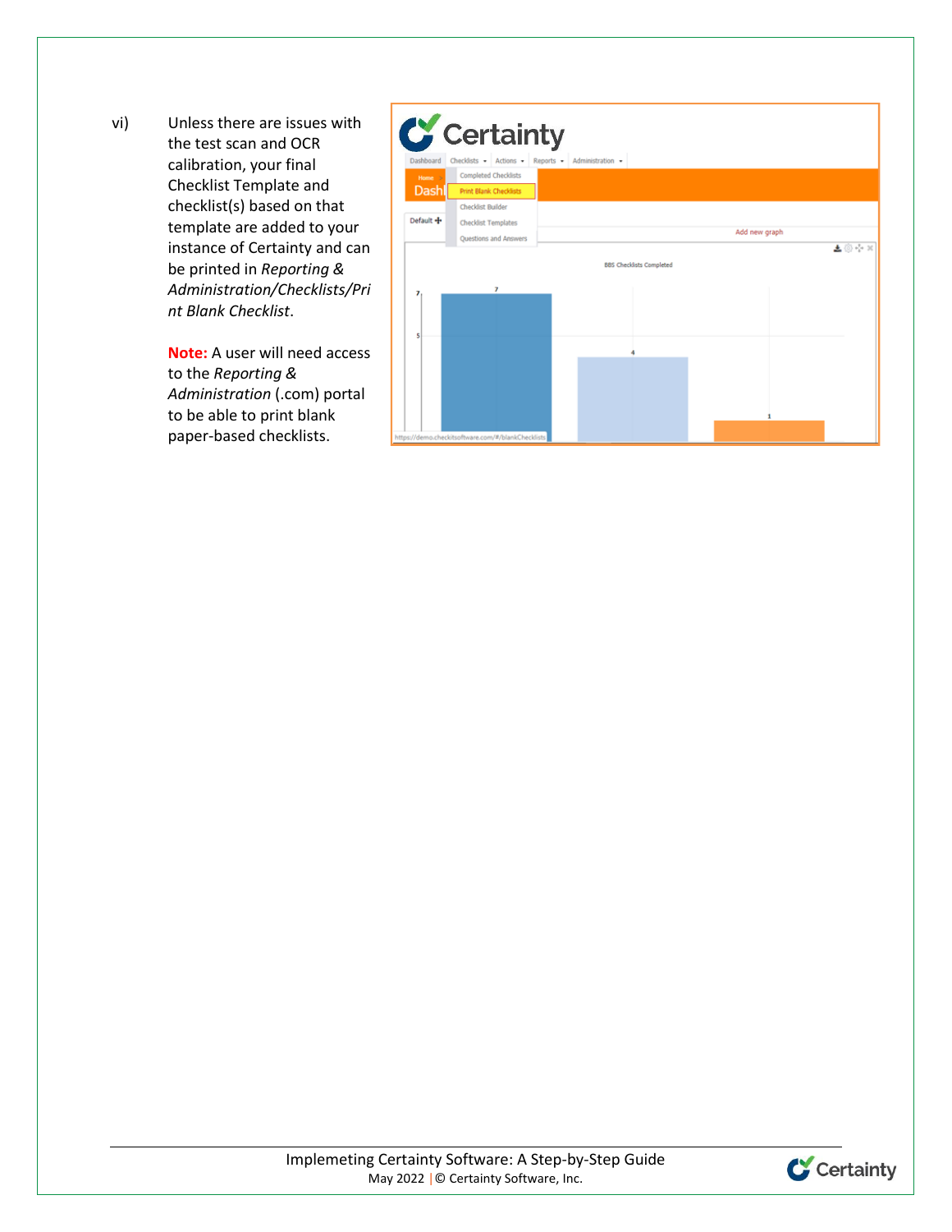vi) Unless there are issues with the test scan and OCR calibration, your final Checklist Template and checklist(s) based on that template are added to your instance of Certainty and can be printed in *Reporting & Administration/Checklists/Print Blank Checklist*.

**Note:** A user will need access to the *Reporting & Administration* (.com) portal to be able to print blank paper-based checklists.